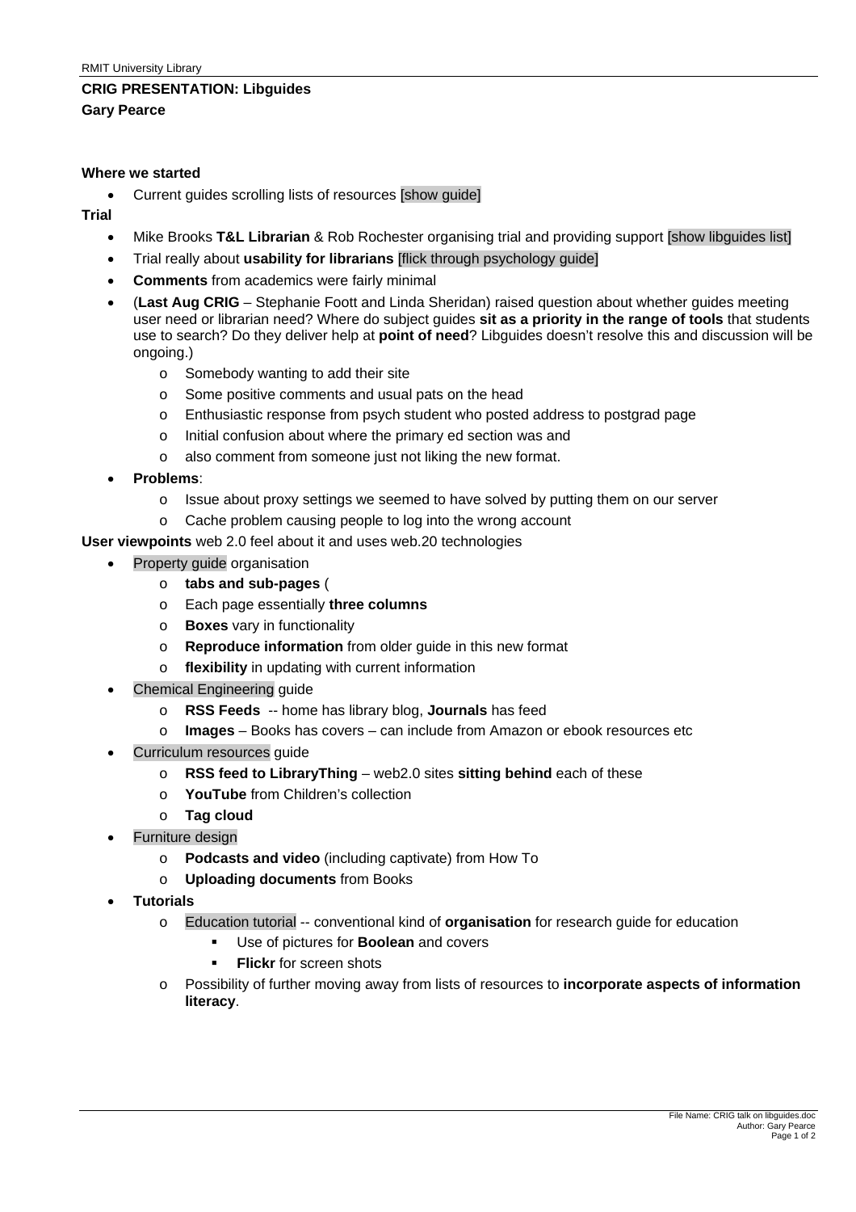RMIT University Library

**CRIG PRESENTATION: Libguides**
**Gary Pearce**

**Where we started**

- Current guides scrolling lists of resources [show guide]

**Trial**

- Mike Brooks **T&L Librarian** & Rob Rochester organising trial and providing support [show libguides list]
- Trial really about **usability for librarians** [flick through psychology guide]
- **Comments** from academics were fairly minimal
- (**Last Aug CRIG** – Stephanie Foott and Linda Sheridan) raised question about whether guides meeting user need or librarian need? Where do subject guides **sit as a priority in the range of tools** that students use to search? Do they deliver help at **point of need**? Libguides doesn't resolve this and discussion will be ongoing.)
    - Somebody wanting to add their site
    - Some positive comments and usual pats on the head
    - Enthusiastic response from psych student who posted address to postgrad page
    - Initial confusion about where the primary ed section was and
    - also comment from someone just not liking the new format.
- **Problems**:
    - Issue about proxy settings we seemed to have solved by putting them on our server
    - Cache problem causing people to log into the wrong account

**User viewpoints** web 2.0 feel about it and uses web.20 technologies

- Property guide organisation
    - **tabs and sub-pages** (
    - Each page essentially **three columns**
    - **Boxes** vary in functionality
    - **Reproduce information** from older guide in this new format
    - **flexibility** in updating with current information
- Chemical Engineering guide
    - **RSS Feeds** -- home has library blog, **Journals** has feed
    - **Images** – Books has covers – can include from Amazon or ebook resources etc
- Curriculum resources guide
    - **RSS feed to LibraryThing** – web2.0 sites **sitting behind** each of these
    - **YouTube** from Children's collection
    - **Tag cloud**
- Furniture design
    - **Podcasts and video** (including captivate) from How To
    - **Uploading documents** from Books
- **Tutorials**
    - Education tutorial -- conventional kind of **organisation** for research guide for education
        - Use of pictures for **Boolean** and covers
        - **Flickr** for screen shots
    - Possibility of further moving away from lists of resources to **incorporate aspects of information literacy**.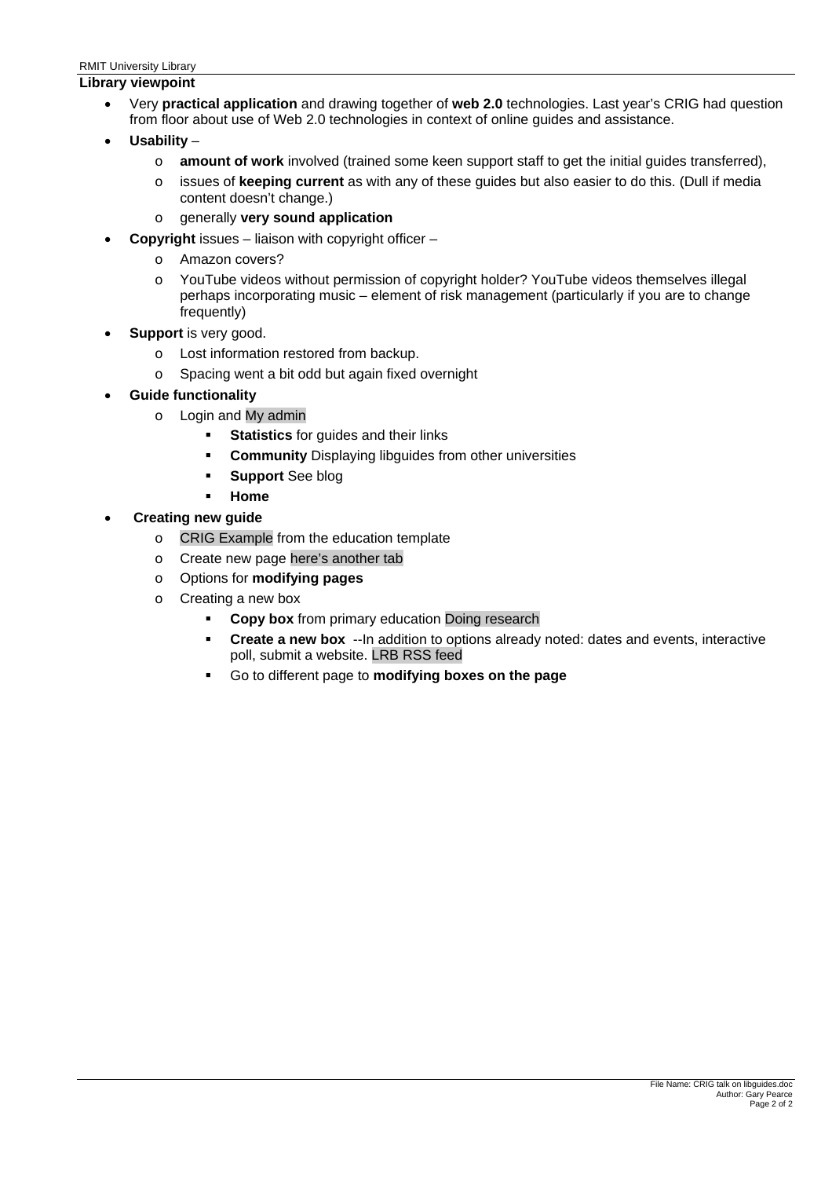**Library viewpoint**

- Very **practical application** and drawing together of **web 2.0** technologies. Last year's CRIG had question from floor about use of Web 2.0 technologies in context of online guides and assistance.
- **Usability** –
  - **amount of work** involved (trained some keen support staff to get the initial guides transferred),
  - issues of **keeping current** as with any of these guides but also easier to do this. (Dull if media content doesn't change.)
  - generally **very sound application**
- **Copyright** issues – liaison with copyright officer –
  - Amazon covers?
  - YouTube videos without permission of copyright holder? YouTube videos themselves illegal perhaps incorporating music – element of risk management (particularly if you are to change frequently)
- **Support** is very good.
  - Lost information restored from backup.
  - Spacing went a bit odd but again fixed overnight
- **Guide functionality**
  - Login and My admin
    - **Statistics** for guides and their links
    - **Community** Displaying libguides from other universities
    - **Support** See blog
    - **Home**
- **Creating new guide**
  - CRIG Example from the education template
  - Create new page here's another tab
  - Options for **modifying pages**
  - Creating a new box
    - **Copy box** from primary education Doing research
    - **Create a new box** --In addition to options already noted: dates and events, interactive poll, submit a website. LRB RSS feed
    - Go to different page to **modifying boxes on the page**